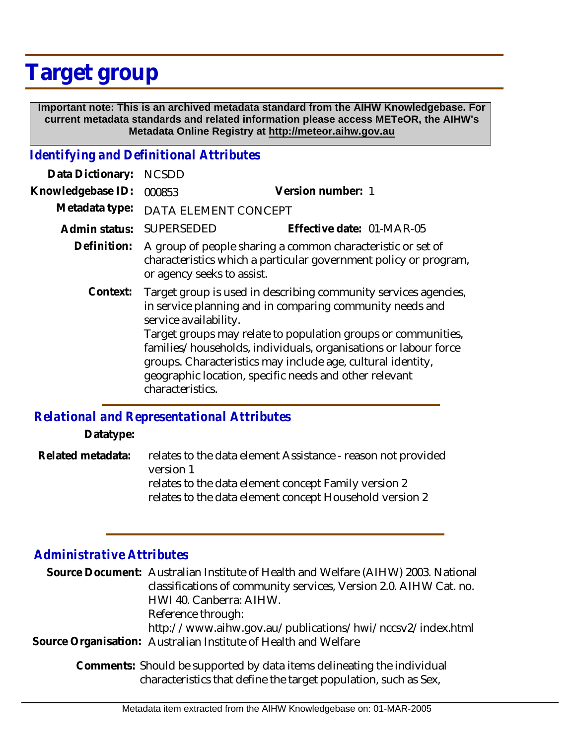# Target group

**Important note: This is an archived metadata standard from the AIHW Knowledgebase. For current metadata standards and related information please access METeOR, the AIHW's Metadata Online Registry at http://meteor.aihw.gov.au**

## *Identifying and Definitional Attributes*

**Data Dictionary:** NCSDD

**Knowledgebase ID:** 000853 **Version number:** 1

**Metadata type:** DATA ELEMENT CONCEPT

**Admin status:** SUPERSEDED **Effective date:** 01-MAR-05

**Definition:** A group of people sharing a common characteristic or set of characteristics which a particular government policy or program, or agency seeks to assist.

**Context:** Target group is used in describing community services agencies, in service planning and in comparing community needs and service availability.
Target groups may relate to population groups or communities, families/households, individuals, organisations or labour force groups. Characteristics may include age, cultural identity, geographic location, specific needs and other relevant characteristics.

## *Relational and Representational Attributes*

**Datatype:**

**Related metadata:** relates to the data element Assistance - reason not provided version 1
relates to the data element concept Family version 2
relates to the data element concept Household version 2

## *Administrative Attributes*

**Source Document:** Australian Institute of Health and Welfare (AIHW) 2003. National classifications of community services, Version 2.0. AIHW Cat. no. HWI 40. Canberra: AIHW.
Reference through:
http://www.aihw.gov.au/publications/hwi/nccsv2/index.html

**Source Organisation:** Australian Institute of Health and Welfare

**Comments:** Should be supported by data items delineating the individual characteristics that define the target population, such as Sex,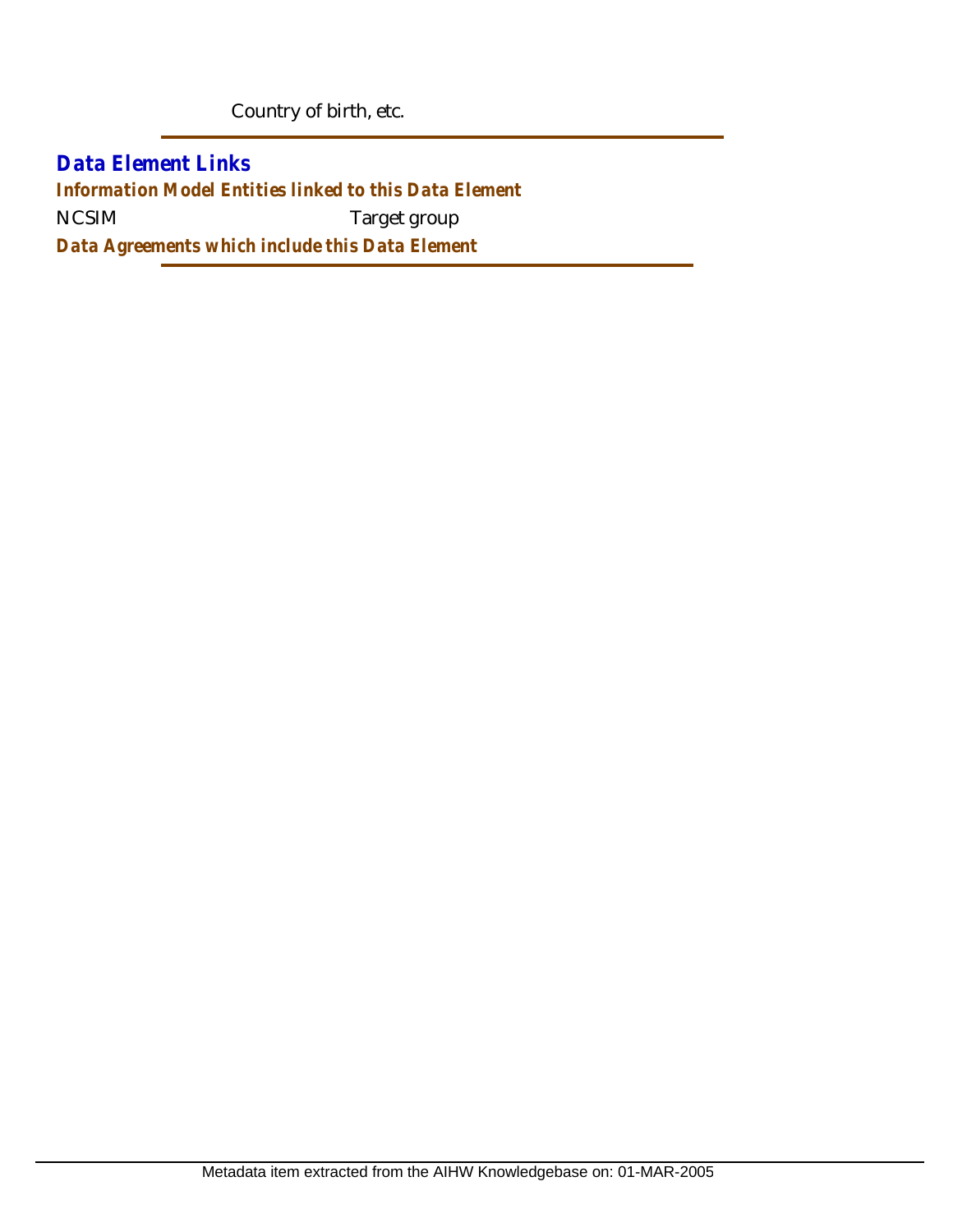Country of birth, etc.

## Data Element Links

### Information Model Entities linked to this Data Element

| | |
|---|---|
| NCSIM | Target group |

### Data Agreements which include this Data Element

Metadata item extracted from the AIHW Knowledgebase on: 01-MAR-2005